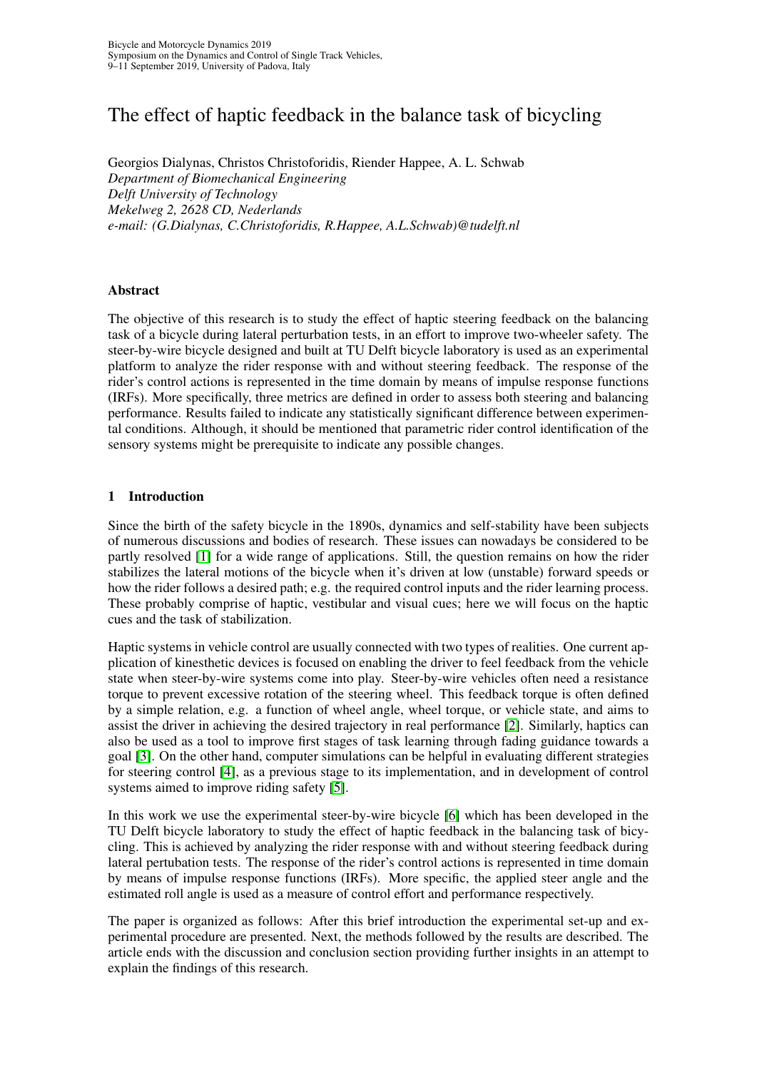Bicycle and Motorcycle Dynamics 2019
Symposium on the Dynamics and Control of Single Track Vehicles,
9–11 September 2019, University of Padova, Italy

# The effect of haptic feedback in the balance task of bicycling

Georgios Dialynas, Christos Christoforidis, Riender Happee, A. L. Schwab
*Department of Biomechanical Engineering*
*Delft University of Technology*
*Mekelweg 2, 2628 CD, Nederlands*
*e-mail: (G.Dialynas, C.Christoforidis, R.Happee, A.L.Schwab)@tudelft.nl*

## Abstract

The objective of this research is to study the effect of haptic steering feedback on the balancing task of a bicycle during lateral perturbation tests, in an effort to improve two-wheeler safety. The steer-by-wire bicycle designed and built at TU Delft bicycle laboratory is used as an experimental platform to analyze the rider response with and without steering feedback. The response of the rider's control actions is represented in the time domain by means of impulse response functions (IRFs). More specifically, three metrics are defined in order to assess both steering and balancing performance. Results failed to indicate any statistically significant difference between experimental conditions. Although, it should be mentioned that parametric rider control identification of the sensory systems might be prerequisite to indicate any possible changes.

## 1 Introduction

Since the birth of the safety bicycle in the 1890s, dynamics and self-stability have been subjects of numerous discussions and bodies of research. These issues can nowadays be considered to be partly resolved [1] for a wide range of applications. Still, the question remains on how the rider stabilizes the lateral motions of the bicycle when it's driven at low (unstable) forward speeds or how the rider follows a desired path; e.g. the required control inputs and the rider learning process. These probably comprise of haptic, vestibular and visual cues; here we will focus on the haptic cues and the task of stabilization.

Haptic systems in vehicle control are usually connected with two types of realities. One current application of kinesthetic devices is focused on enabling the driver to feel feedback from the vehicle state when steer-by-wire systems come into play. Steer-by-wire vehicles often need a resistance torque to prevent excessive rotation of the steering wheel. This feedback torque is often defined by a simple relation, e.g. a function of wheel angle, wheel torque, or vehicle state, and aims to assist the driver in achieving the desired trajectory in real performance [2]. Similarly, haptics can also be used as a tool to improve first stages of task learning through fading guidance towards a goal [3]. On the other hand, computer simulations can be helpful in evaluating different strategies for steering control [4], as a previous stage to its implementation, and in development of control systems aimed to improve riding safety [5].

In this work we use the experimental steer-by-wire bicycle [6] which has been developed in the TU Delft bicycle laboratory to study the effect of haptic feedback in the balancing task of bicycling. This is achieved by analyzing the rider response with and without steering feedback during lateral pertubation tests. The response of the rider's control actions is represented in time domain by means of impulse response functions (IRFs). More specific, the applied steer angle and the estimated roll angle is used as a measure of control effort and performance respectively.

The paper is organized as follows: After this brief introduction the experimental set-up and experimental procedure are presented. Next, the methods followed by the results are described. The article ends with the discussion and conclusion section providing further insights in an attempt to explain the findings of this research.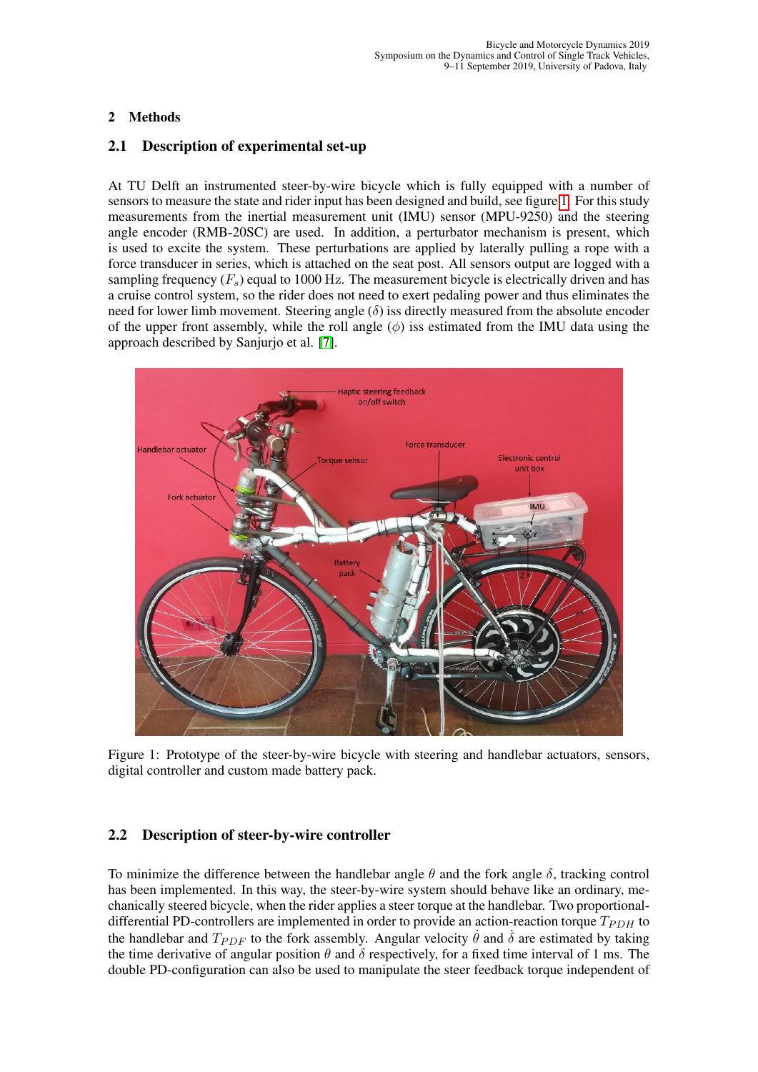## 2 Methods

### 2.1 Description of experimental set-up

At TU Delft an instrumented steer-by-wire bicycle which is fully equipped with a number of sensors to measure the state and rider input has been designed and build, see figure 1. For this study measurements from the inertial measurement unit (IMU) sensor (MPU-9250) and the steering angle encoder (RMB-20SC) are used. In addition, a perturbator mechanism is present, which is used to excite the system. These perturbations are applied by laterally pulling a rope with a force transducer in series, which is attached on the seat post. All sensors output are logged with a sampling frequency ($F_s$) equal to 1000 Hz. The measurement bicycle is electrically driven and has a cruise control system, so the rider does not need to exert pedaling power and thus eliminates the need for lower limb movement. Steering angle ($\delta$) iss directly measured from the absolute encoder of the upper front assembly, while the roll angle ($\phi$) iss estimated from the IMU data using the approach described by Sanjurjo et al. [7].

Figure 1: Prototype of the steer-by-wire bicycle with steering and handlebar actuators, sensors, digital controller and custom made battery pack.

### 2.2 Description of steer-by-wire controller

To minimize the difference between the handlebar angle $\theta$ and the fork angle $\delta$, tracking control has been implemented. In this way, the steer-by-wire system should behave like an ordinary, mechanically steered bicycle, when the rider applies a steer torque at the handlebar. Two proportional-differential PD-controllers are implemented in order to provide an action-reaction torque $T_{PDH}$ to the handlebar and $T_{PDF}$ to the fork assembly. Angular velocity $\dot{\theta}$ and $\dot{\delta}$ are estimated by taking the time derivative of angular position $\theta$ and $\delta$ respectively, for a fixed time interval of 1 ms. The double PD-configuration can also be used to manipulate the steer feedback torque independent of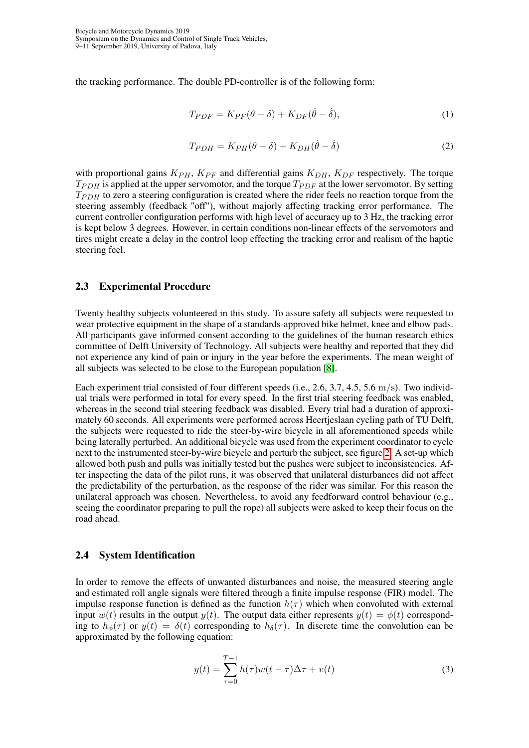the tracking performance. The double PD-controller is of the following form:

$$T_{PDF} = K_{PF}(\theta - \delta) + K_{DF}(\dot{\theta} - \dot{\delta}), \tag{1}$$

$$T_{PDH} = K_{PH}(\theta - \delta) + K_{DH}(\dot{\theta} - \dot{\delta}) \tag{2}$$

with proportional gains $K_{PH}$, $K_{PF}$ and differential gains $K_{DH}$, $K_{DF}$ respectively. The torque $T_{PDH}$ is applied at the upper servomotor, and the torque $T_{PDF}$ at the lower servomotor. By setting $T_{PDH}$ to zero a steering configuration is created where the rider feels no reaction torque from the steering assembly (feedback "off"), without majorly affecting tracking error performance. The current controller configuration performs with high level of accuracy up to 3 Hz, the tracking error is kept below 3 degrees. However, in certain conditions non-linear effects of the servomotors and tires might create a delay in the control loop effecting the tracking error and realism of the haptic steering feel.

### 2.3 Experimental Procedure

Twenty healthy subjects volunteered in this study. To assure safety all subjects were requested to wear protective equipment in the shape of a standards-approved bike helmet, knee and elbow pads. All participants gave informed consent according to the guidelines of the human research ethics committee of Delft University of Technology. All subjects were healthy and reported that they did not experience any kind of pain or injury in the year before the experiments. The mean weight of all subjects was selected to be close to the European population [8].

Each experiment trial consisted of four different speeds (i.e., 2.6, 3.7, 4.5, 5.6 $\mathrm{m/s}$). Two individual trials were performed in total for every speed. In the first trial steering feedback was enabled, whereas in the second trial steering feedback was disabled. Every trial had a duration of approximately 60 seconds. All experiments were performed across Heertjeslaan cycling path of TU Delft, the subjects were requested to ride the steer-by-wire bicycle in all aforementioned speeds while being laterally perturbed. An additional bicycle was used from the experiment coordinator to cycle next to the instrumented steer-by-wire bicycle and perturb the subject, see figure 2. A set-up which allowed both push and pulls was initially tested but the pushes were subject to inconsistencies. After inspecting the data of the pilot runs, it was observed that unilateral disturbances did not affect the predictability of the perturbation, as the response of the rider was similar. For this reason the unilateral approach was chosen. Nevertheless, to avoid any feedforward control behaviour (e.g., seeing the coordinator preparing to pull the rope) all subjects were asked to keep their focus on the road ahead.

### 2.4 System Identification

In order to remove the effects of unwanted disturbances and noise, the measured steering angle and estimated roll angle signals were filtered through a finite impulse response (FIR) model. The impulse response function is defined as the function $h(\tau)$ which when convoluted with external input $w(t)$ results in the output $y(t)$. The output data either represents $y(t) = \phi(t)$ corresponding to $h_\phi(\tau)$ or $y(t) = \delta(t)$ corresponding to $h_\delta(\tau)$. In discrete time the convolution can be approximated by the following equation:

$$y(t) = \sum_{\tau=0}^{T-1} h(\tau)w(t-\tau)\Delta\tau + v(t) \tag{3}$$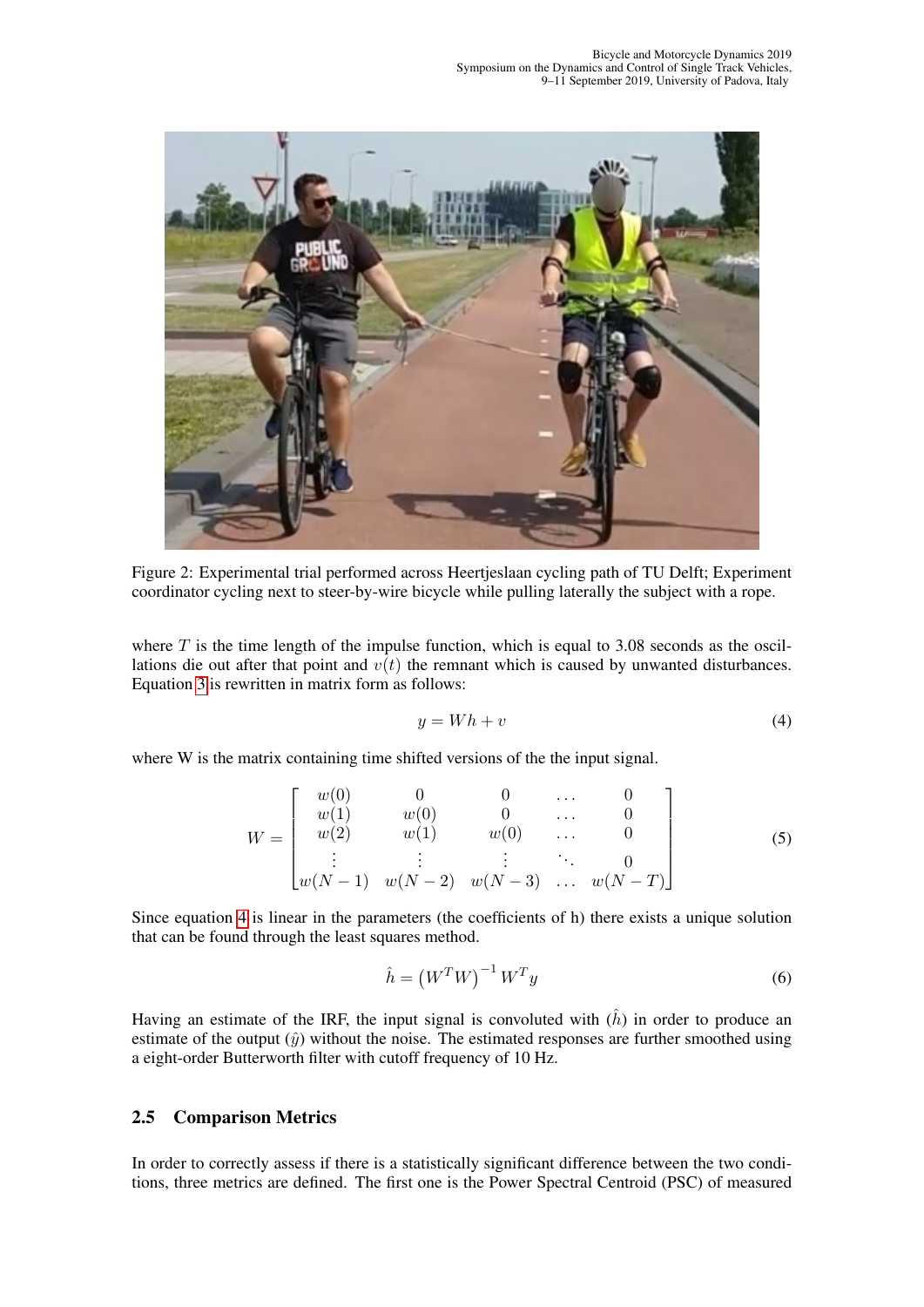Figure 2: Experimental trial performed across Heertjeslaan cycling path of TU Delft; Experiment coordinator cycling next to steer-by-wire bicycle while pulling laterally the subject with a rope.

where $T$ is the time length of the impulse function, which is equal to 3.08 seconds as the oscillations die out after that point and $v(t)$ the remnant which is caused by unwanted disturbances. Equation 3 is rewritten in matrix form as follows:

$$y = Wh + v \tag{4}$$

where W is the matrix containing time shifted versions of the the input signal.

$$W = \begin{bmatrix} w(0) & 0 & 0 & \dots & 0 \\ w(1) & w(0) & 0 & \dots & 0 \\ w(2) & w(1) & w(0) & \dots & 0 \\ \vdots & \vdots & \vdots & \ddots & 0 \\ w(N-1) & w(N-2) & w(N-3) & \dots & w(N-T) \end{bmatrix} \tag{5}$$

Since equation 4 is linear in the parameters (the coefficients of h) there exists a unique solution that can be found through the least squares method.

$$\hat{h} = \left(W^T W\right)^{-1} W^T y \tag{6}$$

Having an estimate of the IRF, the input signal is convoluted with ($\hat{h}$) in order to produce an estimate of the output ($\hat{y}$) without the noise. The estimated responses are further smoothed using a eight-order Butterworth filter with cutoff frequency of 10 Hz.

## 2.5 Comparison Metrics

In order to correctly assess if there is a statistically significant difference between the two conditions, three metrics are defined. The first one is the Power Spectral Centroid (PSC) of measured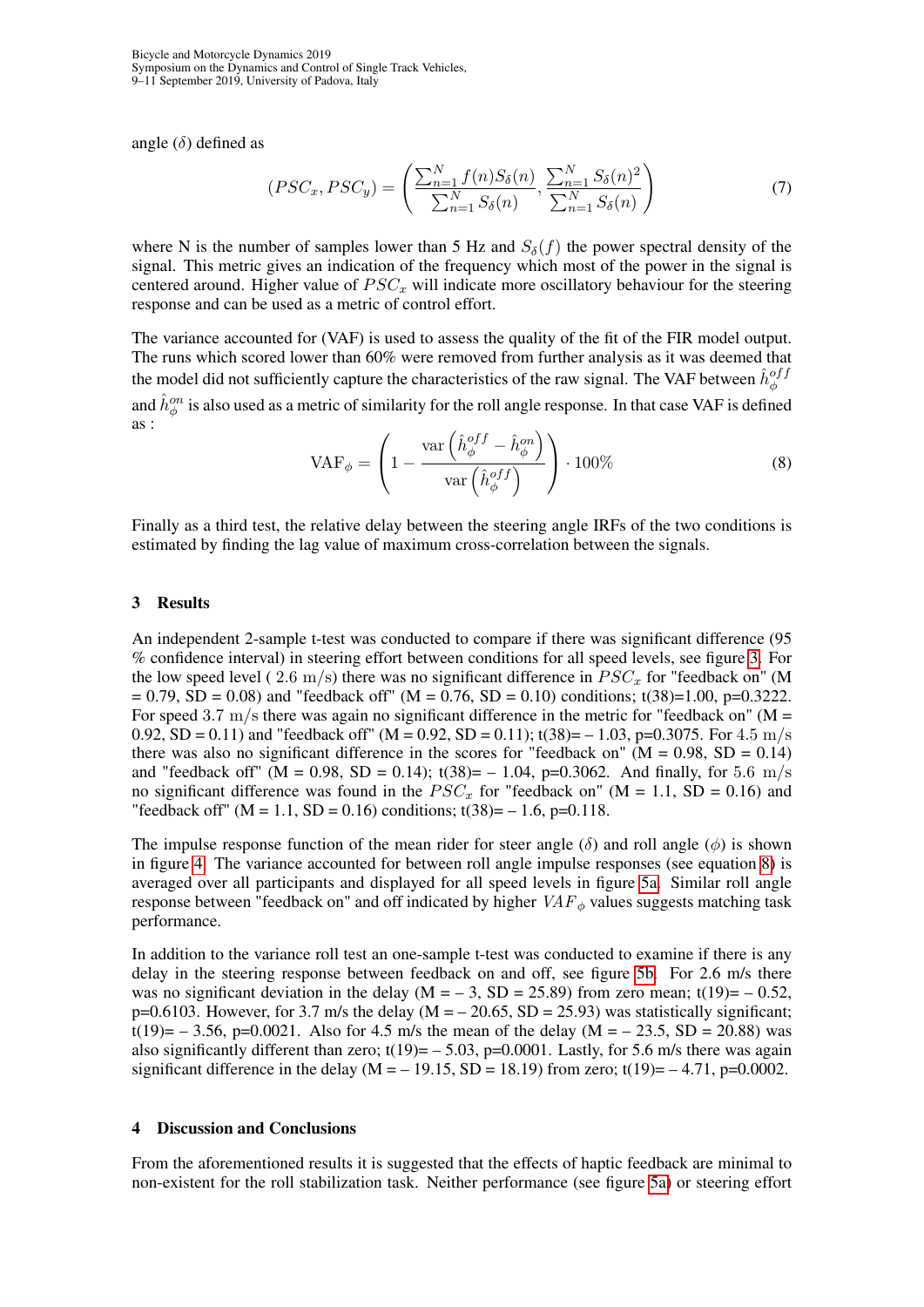angle ($\delta$) defined as

$$(PSC_x, PSC_y) = \left( \frac{\sum_{n=1}^{N} f(n) S_\delta(n)}{\sum_{n=1}^{N} S_\delta(n)}, \frac{\sum_{n=1}^{N} S_\delta(n)^2}{\sum_{n=1}^{N} S_\delta(n)} \right) \tag{7}$$

where N is the number of samples lower than 5 Hz and $S_\delta(f)$ the power spectral density of the signal. This metric gives an indication of the frequency which most of the power in the signal is centered around. Higher value of $PSC_x$ will indicate more oscillatory behaviour for the steering response and can be used as a metric of control effort.

The variance accounted for (VAF) is used to assess the quality of the fit of the FIR model output. The runs which scored lower than 60% were removed from further analysis as it was deemed that the model did not sufficiently capture the characteristics of the raw signal. The VAF between $\hat{h}_\phi^{off}$ and $\hat{h}_\phi^{on}$ is also used as a metric of similarity for the roll angle response. In that case VAF is defined as :

$$\text{VAF}_\phi = \left( 1 - \frac{\text{var}\left( \hat{h}_\phi^{off} - \hat{h}_\phi^{on} \right)}{\text{var}\left( \hat{h}_\phi^{off} \right)} \right) \cdot 100\% \tag{8}$$

Finally as a third test, the relative delay between the steering angle IRFs of the two conditions is estimated by finding the lag value of maximum cross-correlation between the signals.

## 3 Results

An independent 2-sample t-test was conducted to compare if there was significant difference (95 % confidence interval) in steering effort between conditions for all speed levels, see figure 3. For the low speed level ( $2.6$ m/s) there was no significant difference in $PSC_x$ for "feedback on" (M = 0.79, SD = 0.08) and "feedback off" (M = 0.76, SD = 0.10) conditions; t(38)=1.00, p=0.3222. For speed $3.7$ m/s there was again no significant difference in the metric for "feedback on" (M = 0.92, SD = 0.11) and "feedback off" (M = 0.92, SD = 0.11); t(38)= – 1.03, p=0.3075. For $4.5$ m/s there was also no significant difference in the scores for "feedback on" (M = 0.98, SD = 0.14) and "feedback off" (M = 0.98, SD = 0.14); t(38)= – 1.04, p=0.3062. And finally, for $5.6$ m/s no significant difference was found in the $PSC_x$ for "feedback on" (M = 1.1, SD = 0.16) and "feedback off" (M = 1.1, SD = 0.16) conditions; t(38)= – 1.6, p=0.118.

The impulse response function of the mean rider for steer angle ($\delta$) and roll angle ($\phi$) is shown in figure 4. The variance accounted for between roll angle impulse responses (see equation 8) is averaged over all participants and displayed for all speed levels in figure 5a. Similar roll angle response between "feedback on" and off indicated by higher $VAF_\phi$ values suggests matching task performance.

In addition to the variance roll test an one-sample t-test was conducted to examine if there is any delay in the steering response between feedback on and off, see figure 5b. For 2.6 m/s there was no significant deviation in the delay (M = – 3, SD = 25.89) from zero mean; t(19)= – 0.52, p=0.6103. However, for 3.7 m/s the delay (M = – 20.65, SD = 25.93) was statistically significant; t(19)= – 3.56, p=0.0021. Also for 4.5 m/s the mean of the delay (M = – 23.5, SD = 20.88) was also significantly different than zero; t(19)= – 5.03, p=0.0001. Lastly, for 5.6 m/s there was again significant difference in the delay (M = – 19.15, SD = 18.19) from zero; t(19)= – 4.71, p=0.0002.

## 4 Discussion and Conclusions

From the aforementioned results it is suggested that the effects of haptic feedback are minimal to non-existent for the roll stabilization task. Neither performance (see figure 5a) or steering effort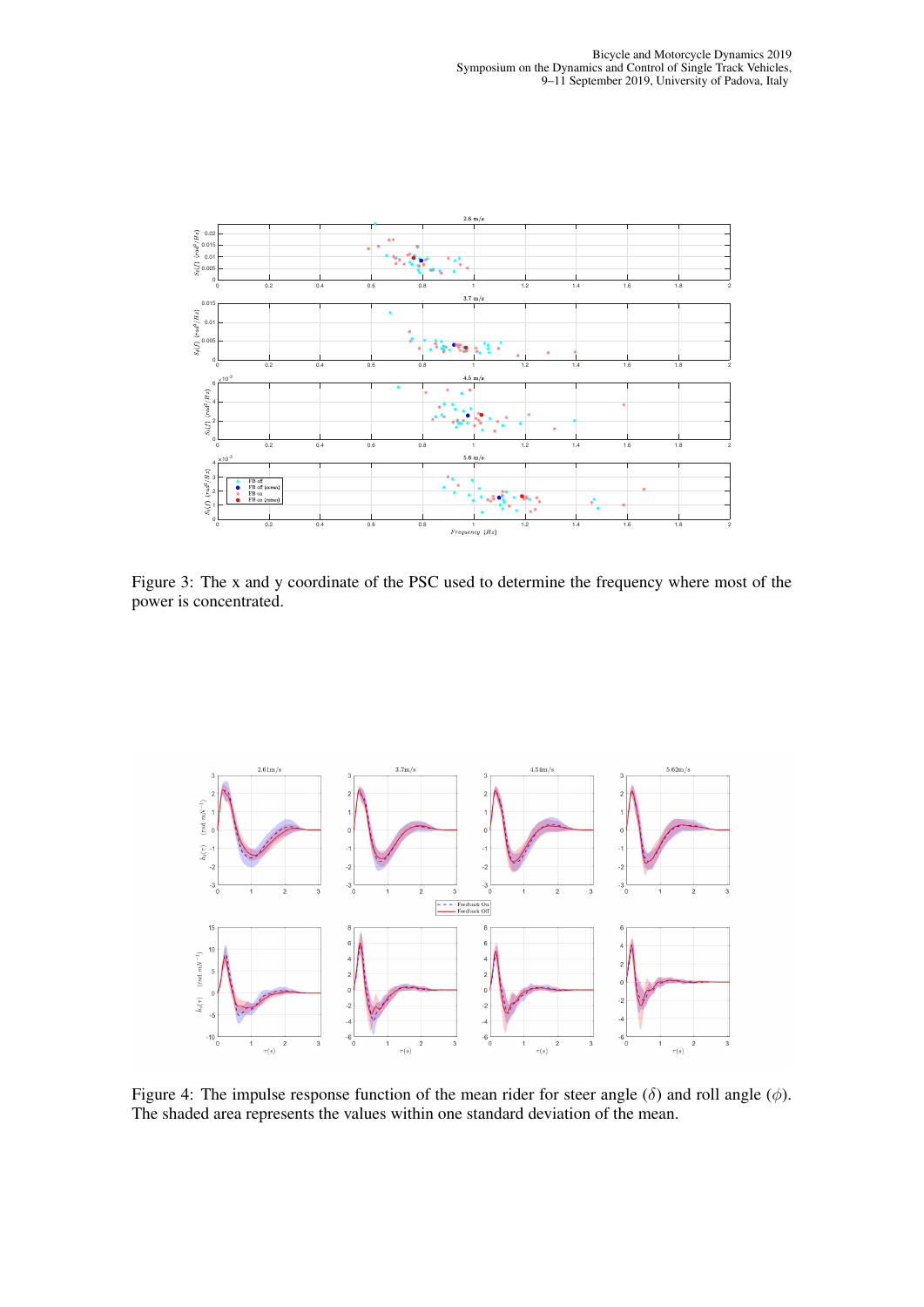Figure 3: The x and y coordinate of the PSC used to determine the frequency where most of the power is concentrated.

Figure 4: The impulse response function of the mean rider for steer angle ($\delta$) and roll angle ($\phi$). The shaded area represents the values within one standard deviation of the mean.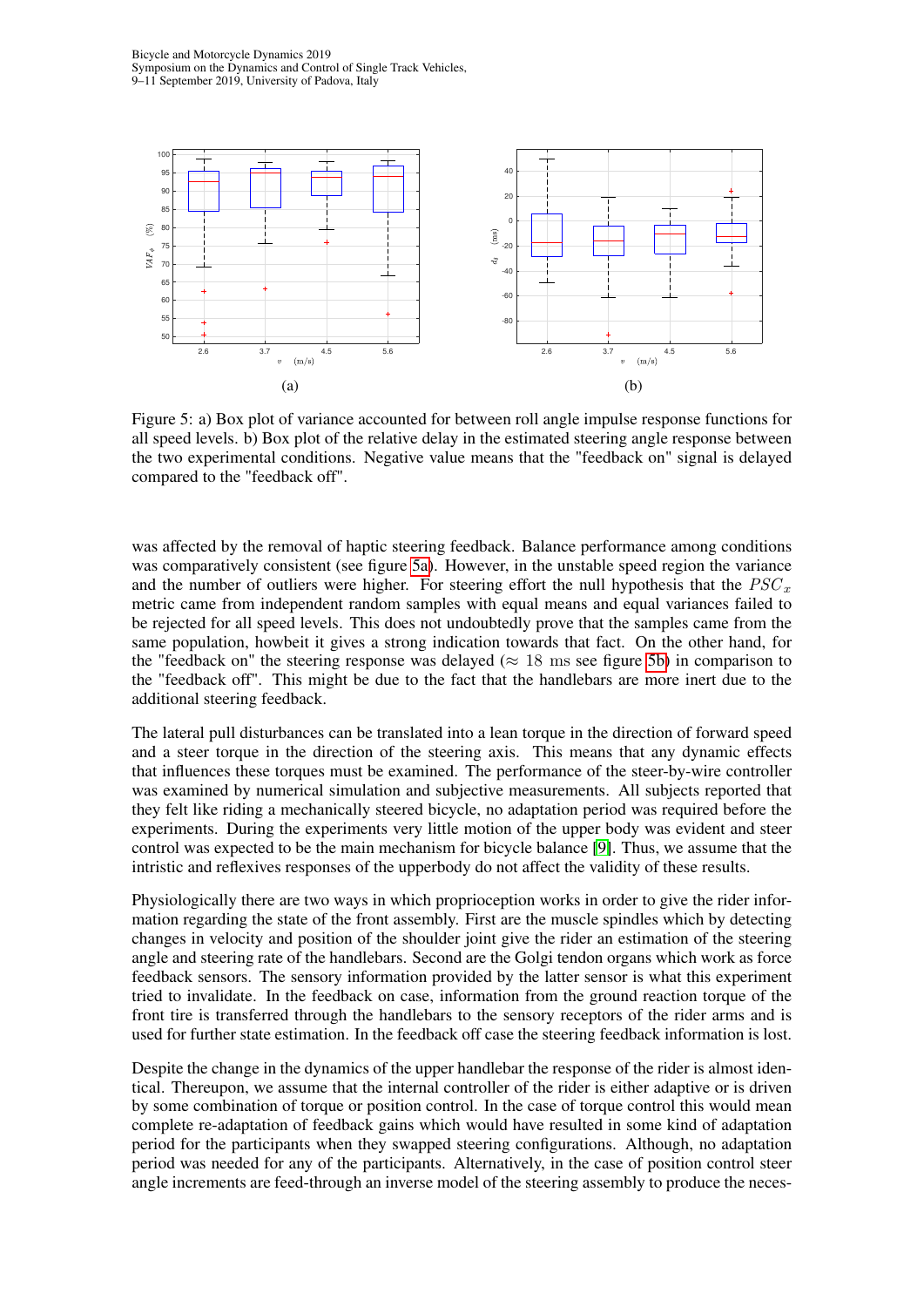(a)

(b)

Figure 5: a) Box plot of variance accounted for between roll angle impulse response functions for all speed levels. b) Box plot of the relative delay in the estimated steering angle response between the two experimental conditions. Negative value means that the "feedback on" signal is delayed compared to the "feedback off".

was affected by the removal of haptic steering feedback. Balance performance among conditions was comparatively consistent (see figure 5a). However, in the unstable speed region the variance and the number of outliers were higher. For steering effort the null hypothesis that the $PSC_x$ metric came from independent random samples with equal means and equal variances failed to be rejected for all speed levels. This does not undoubtedly prove that the samples came from the same population, howbeit it gives a strong indication towards that fact. On the other hand, for the "feedback on" the steering response was delayed ($\approx 18$ ms see figure 5b) in comparison to the "feedback off". This might be due to the fact that the handlebars are more inert due to the additional steering feedback.

The lateral pull disturbances can be translated into a lean torque in the direction of forward speed and a steer torque in the direction of the steering axis. This means that any dynamic effects that influences these torques must be examined. The performance of the steer-by-wire controller was examined by numerical simulation and subjective measurements. All subjects reported that they felt like riding a mechanically steered bicycle, no adaptation period was required before the experiments. During the experiments very little motion of the upper body was evident and steer control was expected to be the main mechanism for bicycle balance [9]. Thus, we assume that the intristic and reflexives responses of the upperbody do not affect the validity of these results.

Physiologically there are two ways in which proprioception works in order to give the rider information regarding the state of the front assembly. First are the muscle spindles which by detecting changes in velocity and position of the shoulder joint give the rider an estimation of the steering angle and steering rate of the handlebars. Second are the Golgi tendon organs which work as force feedback sensors. The sensory information provided by the latter sensor is what this experiment tried to invalidate. In the feedback on case, information from the ground reaction torque of the front tire is transferred through the handlebars to the sensory receptors of the rider arms and is used for further state estimation. In the feedback off case the steering feedback information is lost.

Despite the change in the dynamics of the upper handlebar the response of the rider is almost identical. Thereupon, we assume that the internal controller of the rider is either adaptive or is driven by some combination of torque or position control. In the case of torque control this would mean complete re-adaptation of feedback gains which would have resulted in some kind of adaptation period for the participants when they swapped steering configurations. Although, no adaptation period was needed for any of the participants. Alternatively, in the case of position control steer angle increments are feed-through an inverse model of the steering assembly to produce the neces-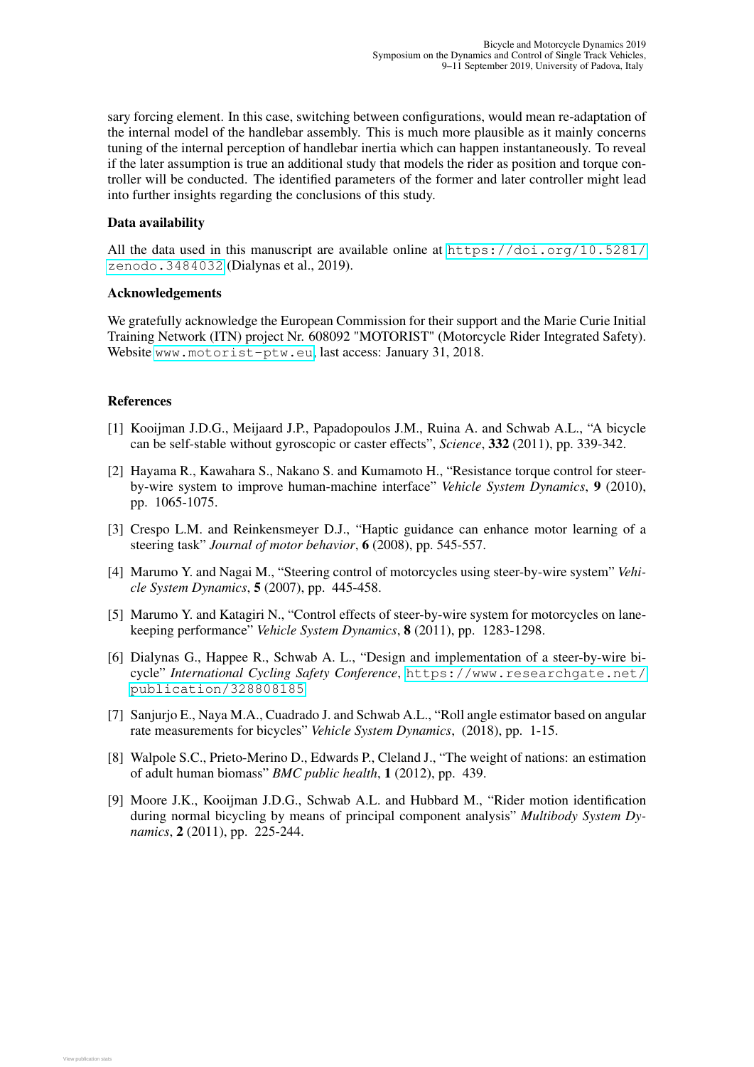sary forcing element. In this case, switching between configurations, would mean re-adaptation of the internal model of the handlebar assembly. This is much more plausible as it mainly concerns tuning of the internal perception of handlebar inertia which can happen instantaneously. To reveal if the later assumption is true an additional study that models the rider as position and torque controller will be conducted. The identified parameters of the former and later controller might lead into further insights regarding the conclusions of this study.

### Data availability

All the data used in this manuscript are available online at https://doi.org/10.5281/zenodo.3484032 (Dialynas et al., 2019).

### Acknowledgements

We gratefully acknowledge the European Commission for their support and the Marie Curie Initial Training Network (ITN) project Nr. 608092 "MOTORIST" (Motorcycle Rider Integrated Safety). Website www.motorist-ptw.eu, last access: January 31, 2018.

## References

[1] Kooijman J.D.G., Meijaard J.P., Papadopoulos J.M., Ruina A. and Schwab A.L., "A bicycle can be self-stable without gyroscopic or caster effects", *Science*, **332** (2011), pp. 339-342.

[2] Hayama R., Kawahara S., Nakano S. and Kumamoto H., "Resistance torque control for steer-by-wire system to improve human-machine interface" *Vehicle System Dynamics*, **9** (2010), pp. 1065-1075.

[3] Crespo L.M. and Reinkensmeyer D.J., "Haptic guidance can enhance motor learning of a steering task" *Journal of motor behavior*, **6** (2008), pp. 545-557.

[4] Marumo Y. and Nagai M., "Steering control of motorcycles using steer-by-wire system" *Vehicle System Dynamics*, **5** (2007), pp. 445-458.

[5] Marumo Y. and Katagiri N., "Control effects of steer-by-wire system for motorcycles on lane-keeping performance" *Vehicle System Dynamics*, **8** (2011), pp. 1283-1298.

[6] Dialynas G., Happee R., Schwab A. L., "Design and implementation of a steer-by-wire bicycle" *International Cycling Safety Conference*, https://www.researchgate.net/publication/328808185

[7] Sanjurjo E., Naya M.A., Cuadrado J. and Schwab A.L., "Roll angle estimator based on angular rate measurements for bicycles" *Vehicle System Dynamics*, (2018), pp. 1-15.

[8] Walpole S.C., Prieto-Merino D., Edwards P., Cleland J., "The weight of nations: an estimation of adult human biomass" *BMC public health*, **1** (2012), pp. 439.

[9] Moore J.K., Kooijman J.D.G., Schwab A.L. and Hubbard M., "Rider motion identification during normal bicycling by means of principal component analysis" *Multibody System Dynamics*, **2** (2011), pp. 225-244.